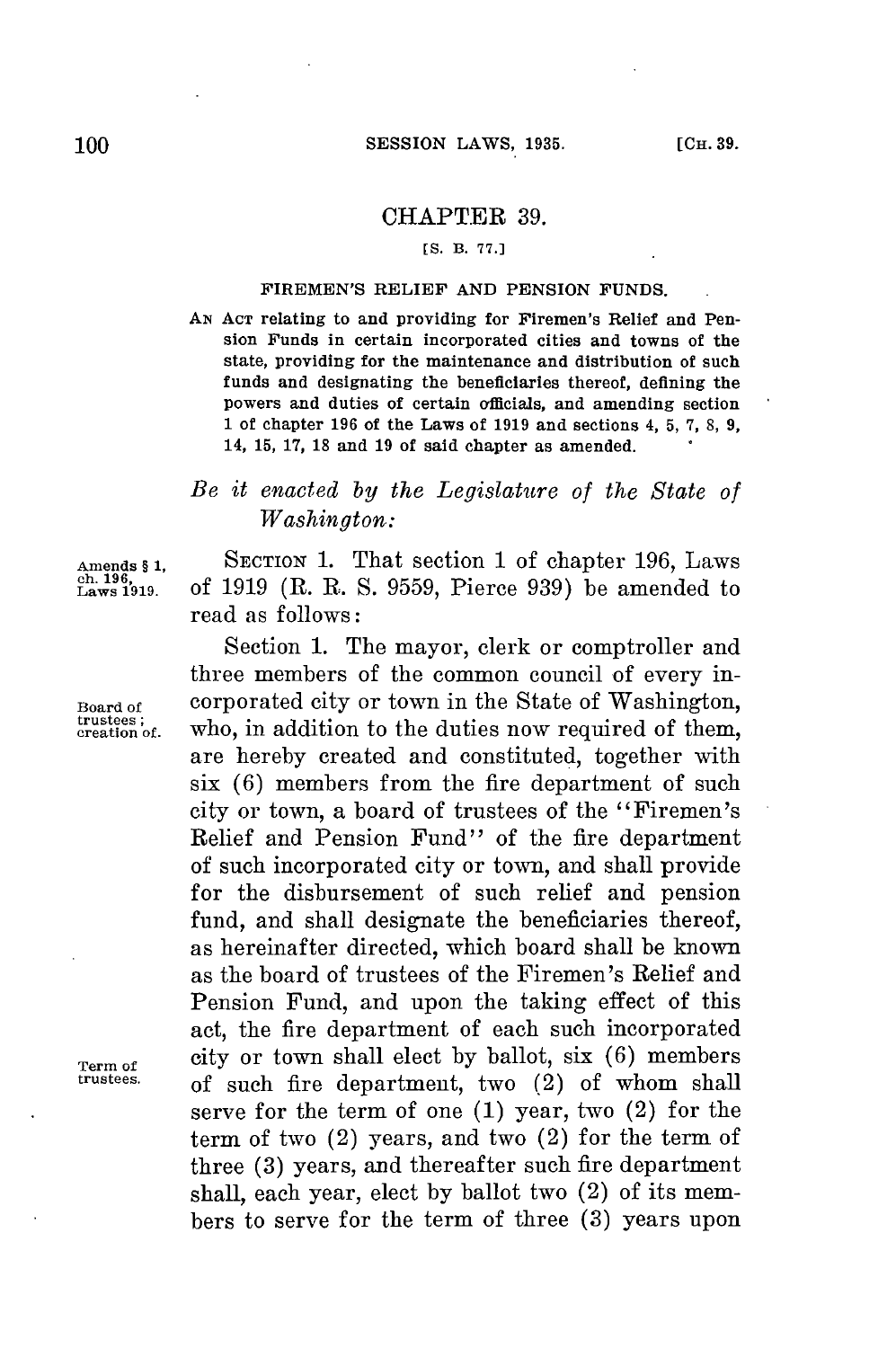# CHAPTER 39.

[S. B. 77.]

## FIREMEN'S RELIEF AND PENSION FUNDS.

AN ACT relating to and providing for Firemen's Relief and Pension Funds in certain incorporated cities and towns of the state, providing for the maintenance and distribution of such funds and designating the beneficiaries thereof, defining the powers and duties of certain officials, and amending section 1 of chapter 196 of the Laws of 1919 and sections 4, 5, 7, 8, 9, 14, 15, 17, 18 and 19 of said chapter as amended.

*Be it enacted by the Legislature of the State of Washington:*

Amends § 1, ch. 196, Laws 1919.

SECTION 1. That section 1 of chapter 196, Laws of 1919 (R. R. S. 9559, Pierce 939) be amended to read as follows:

Board of trustees; creation of.

Section 1. The mayor, clerk or comptroller and three members of the common council of every incorporated city or town in the State of Washington, who, in addition to the duties now required of them, are hereby created and constituted, together with six (6) members from the fire department of such city or town, a board of trustees of the "Firemen's Relief and Pension Fund" of the fire department of such incorporated city or town, and shall provide for the disbursement of such relief and pension fund, and shall designate the beneficiaries thereof, as hereinafter directed, which board shall be known as the board of trustees of the Firemen's Relief and Pension Fund, and upon the taking effect of this act, the fire department of each such incorporated city or town shall elect by ballot, six (6) members of such fire department, two (2) of whom shall serve for the term of one (1) year, two (2) for the term of two (2) years, and two (2) for the term of three (3) years, and thereafter such fire department shall, each year, elect by ballot two (2) of its members to serve for the term of three (3) years upon

Term of trustees.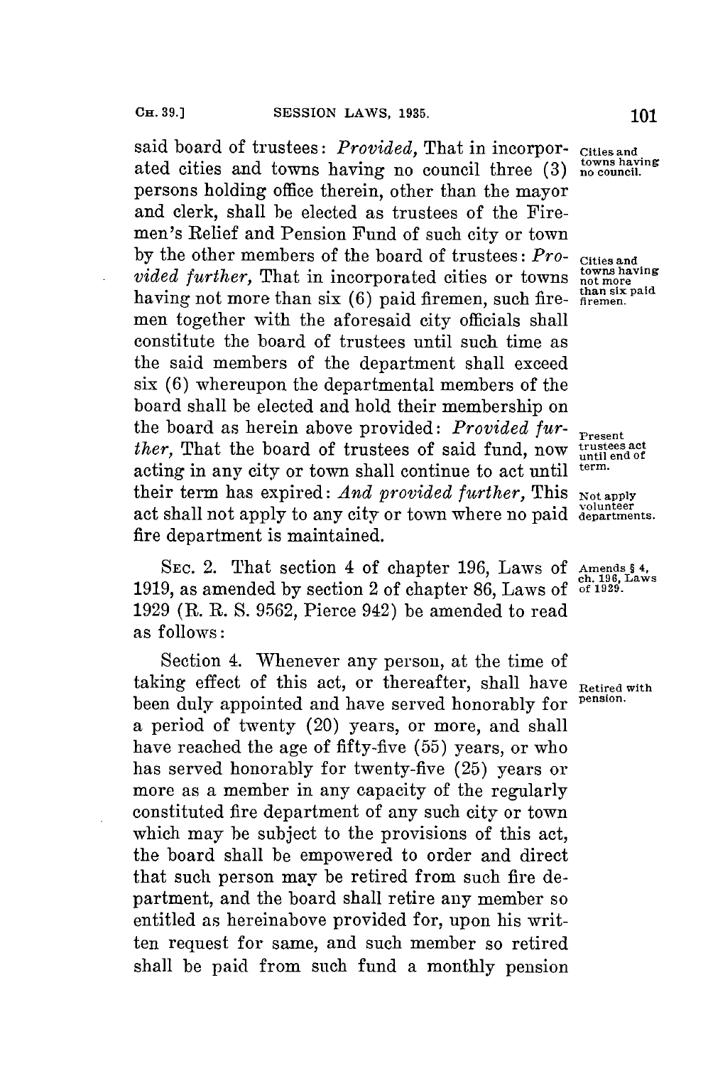said board of trustees: *Provided,* That in incorporated cities and towns having no council three (3) persons holding office therein, other than the mayor and clerk, shall be elected as trustees of the Firemen's Relief and Pension Fund of such city or town by the other members of the board of trustees: *Provided further,* That in incorporated cities or towns having not more than six (6) paid firemen, such firemen together with the aforesaid city officials shall constitute the board of trustees until such time as the said members of the department shall exceed six (6) whereupon the departmental members of the board shall be elected and hold their membership on the board as herein above provided: *Provided further,* That the board of trustees of said fund, now acting in any city or town shall continue to act until their term has expired: *And provided further,* This act shall not apply to any city or town where no paid fire department is maintained.

Cities and towns having no council.

Cities and towns having not more than six paid firemen.

Present trustees act until end of term.

Not apply volunteer departments.

SEC. 2. That section 4 of chapter 196, Laws of 1919, as amended by section 2 of chapter 86, Laws of 1929 (R. R. S. 9562, Pierce 942) be amended to read as follows:

Amends § 4, ch. 196, Laws of 1929.

Section 4. Whenever any person, at the time of taking effect of this act, or thereafter, shall have been duly appointed and have served honorably for a period of twenty (20) years, or more, and shall have reached the age of fifty-five (55) years, or who has served honorably for twenty-five (25) years or more as a member in any capacity of the regularly constituted fire department of any such city or town which may be subject to the provisions of this act, the board shall be empowered to order and direct that such person may be retired from such fire department, and the board shall retire any member so entitled as hereinabove provided for, upon his written request for same, and such member so retired shall be paid from such fund a monthly pension

Retired with pension.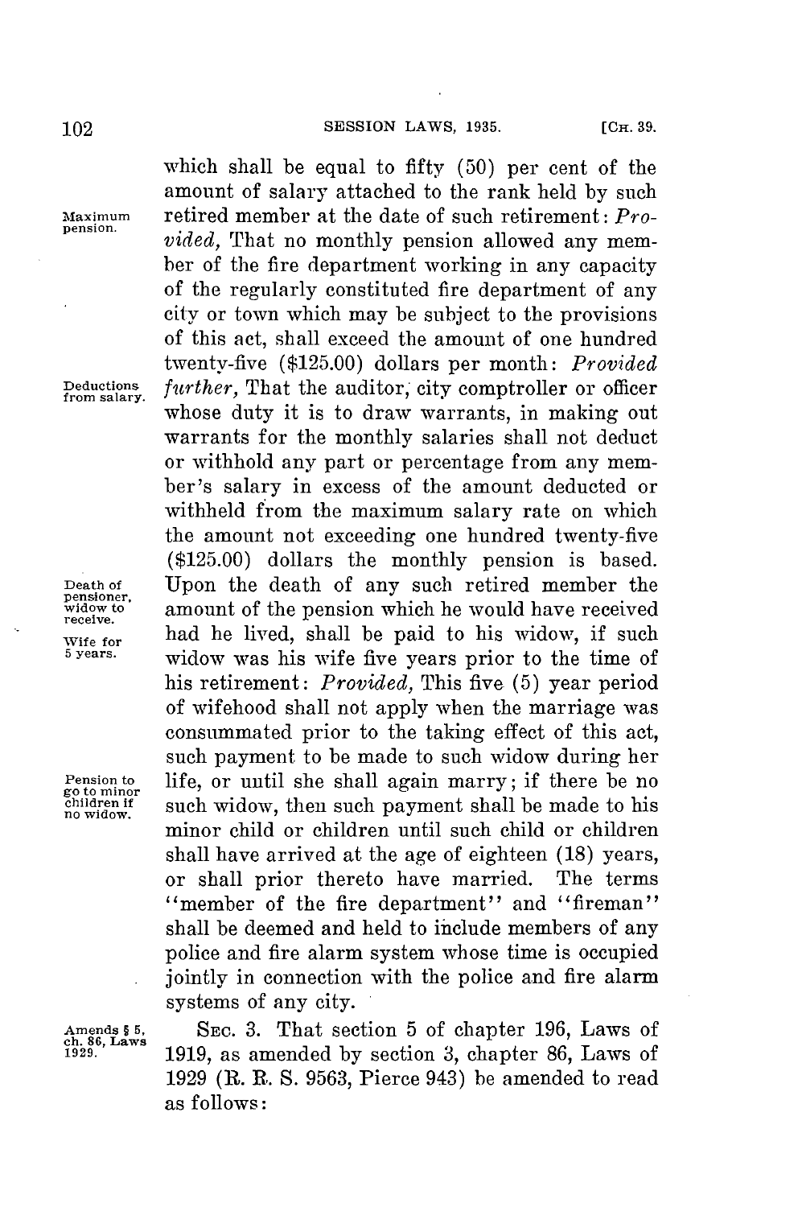which shall be equal to fifty (50) per cent of the amount of salary attached to the rank held by such retired member at the date of such retirement: *Provided,* That no monthly pension allowed any member of the fire department working in any capacity of the regularly constituted fire department of any city or town which may be subject to the provisions of this act, shall exceed the amount of one hundred twenty-five ($125.00) dollars per month: *Provided further,* That the auditor, city comptroller or officer whose duty it is to draw warrants, in making out warrants for the monthly salaries shall not deduct or withhold any part or percentage from any member's salary in excess of the amount deducted or withheld from the maximum salary rate on which the amount not exceeding one hundred twenty-five ($125.00) dollars the monthly pension is based. Upon the death of any such retired member the amount of the pension which he would have received had he lived, shall be paid to his widow, if such widow was his wife five years prior to the time of his retirement: *Provided,* This five (5) year period of wifehood shall not apply when the marriage was consummated prior to the taking effect of this act, such payment to be made to such widow during her life, or until she shall again marry; if there be no such widow, then such payment shall be made to his minor child or children until such child or children shall have arrived at the age of eighteen (18) years, or shall prior thereto have married. The terms "member of the fire department" and "fireman" shall be deemed and held to include members of any police and fire alarm system whose time is occupied jointly in connection with the police and fire alarm systems of any city.

Maximum pension.

Deductions from salary.

Death of pensioner, widow to receive.

Wife for 5 years.

Pension to go to minor children if no widow.

SEC. 3. That section 5 of chapter 196, Laws of 1919, as amended by section 3, chapter 86, Laws of 1929 (R. R. S. 9563, Pierce 943) be amended to read as follows:

Amends § 5, ch. 86, Laws 1929.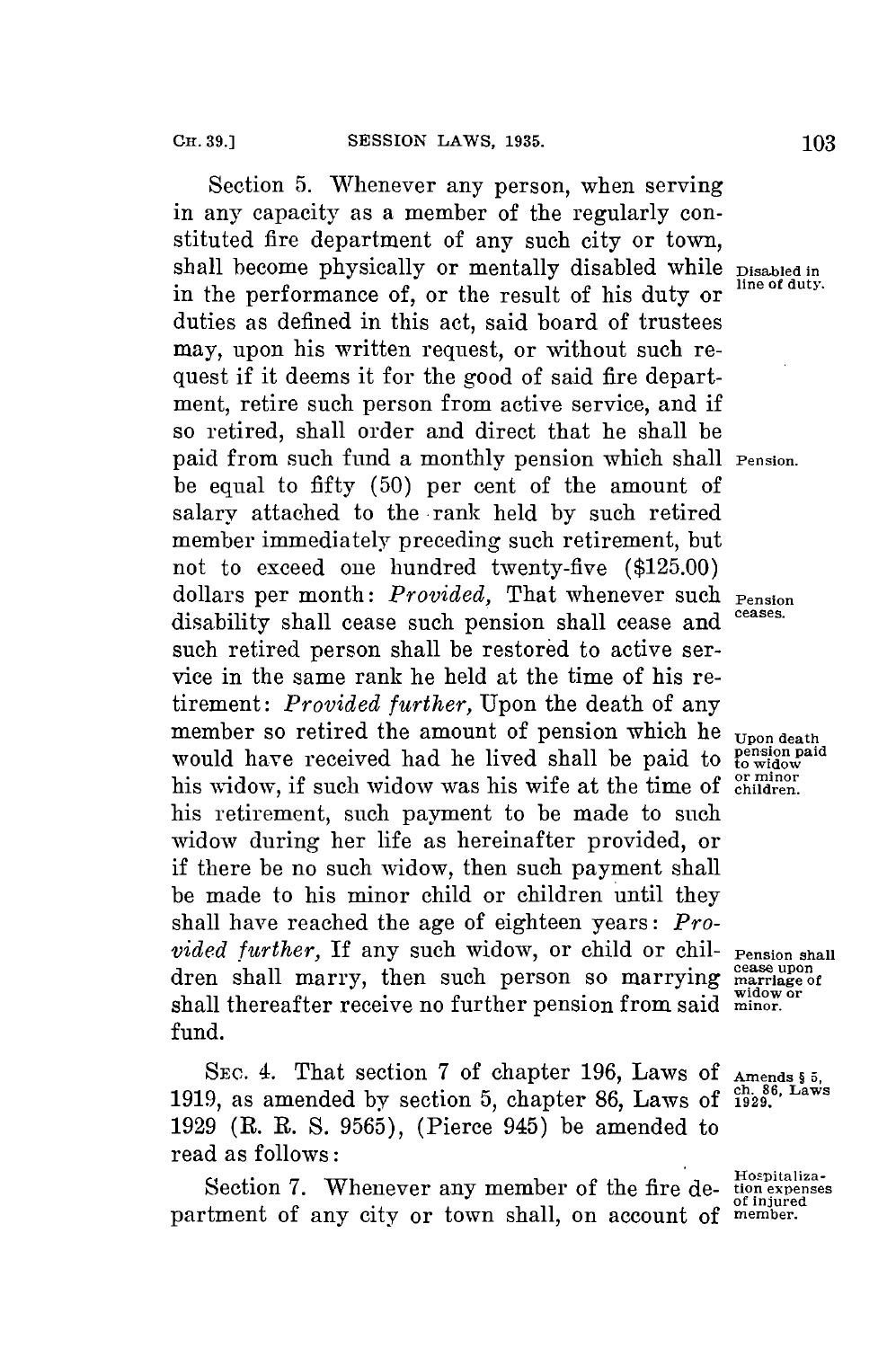Section 5. Whenever any person, when serving in any capacity as a member of the regularly constituted fire department of any such city or town, shall become physically or mentally disabled while in the performance of, or the result of his duty or duties as defined in this act, said board of trustees may, upon his written request, or without such request if it deems it for the good of said fire department, retire such person from active service, and if so retired, shall order and direct that he shall be paid from such fund a monthly pension which shall be equal to fifty (50) per cent of the amount of salary attached to the rank held by such retired member immediately preceding such retirement, but not to exceed one hundred twenty-five ($125.00) dollars per month: *Provided,* That whenever such disability shall cease such pension shall cease and such retired person shall be restored to active service in the same rank he held at the time of his retirement: *Provided further,* Upon the death of any member so retired the amount of pension which he would have received had he lived shall be paid to his widow, if such widow was his wife at the time of his retirement, such payment to be made to such widow during her life as hereinafter provided, or if there be no such widow, then such payment shall be made to his minor child or children until they shall have reached the age of eighteen years: *Provided further,* If any such widow, or child or children shall marry, then such person so marrying shall thereafter receive no further pension from said fund.

Disabled in line of duty.

Pension.

Pension ceases.

Upon death pension paid to widow or minor children.

Pension shall cease upon marriage of widow or minor.

SEC. 4. That section 7 of chapter 196, Laws of 1919, as amended by section 5, chapter 86, Laws of 1929 (R. R. S. 9565), (Pierce 945) be amended to read as follows:

Amends § 5, ch. 86, Laws 1929.

Section 7. Whenever any member of the fire department of any city or town shall, on account of

Hospitalization expenses of injured member.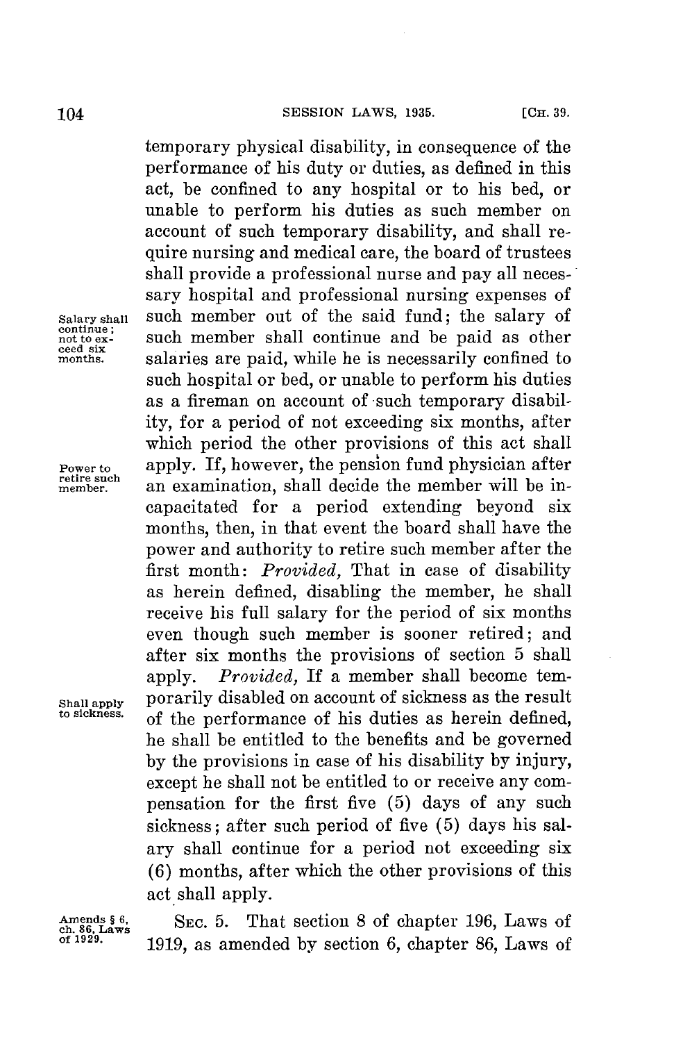temporary physical disability, in consequence of the performance of his duty or duties, as defined in this act, be confined to any hospital or to his bed, or unable to perform his duties as such member on account of such temporary disability, and shall require nursing and medical care, the board of trustees shall provide a professional nurse and pay all necessary hospital and professional nursing expenses of such member out of the said fund; the salary of such member shall continue and be paid as other salaries are paid, while he is necessarily confined to such hospital or bed, or unable to perform his duties as a fireman on account of such temporary disability, for a period of not exceeding six months, after which period the other provisions of this act shall apply. If, however, the pension fund physician after an examination, shall decide the member will be incapacitated for a period extending beyond six months, then, in that event the board shall have the power and authority to retire such member after the first month: *Provided,* That in case of disability as herein defined, disabling the member, he shall receive his full salary for the period of six months even though such member is sooner retired; and after six months the provisions of section 5 shall apply. *Provided,* If a member shall become temporarily disabled on account of sickness as the result of the performance of his duties as herein defined, he shall be entitled to the benefits and be governed by the provisions in case of his disability by injury, except he shall not be entitled to or receive any compensation for the first five (5) days of any such sickness; after such period of five (5) days his salary shall continue for a period not exceeding six (6) months, after which the other provisions of this act shall apply.

Salary shall continue; not to exceed six months.

Power to retire such member.

Shall apply to sickness.

Amends § 6, ch. 86, Laws of 1929.

SEC. 5. That section 8 of chapter 196, Laws of 1919, as amended by section 6, chapter 86, Laws of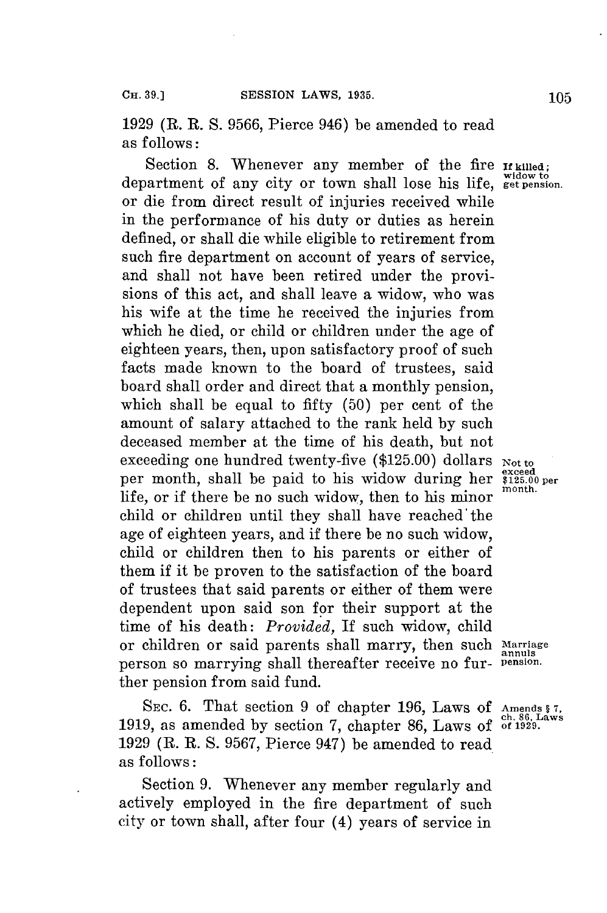1929 (R. R. S. 9566, Pierce 946) be amended to read as follows:

Section 8. Whenever any member of the fire department of any city or town shall lose his life, or die from direct result of injuries received while in the performance of his duty or duties as herein defined, or shall die while eligible to retirement from such fire department on account of years of service, and shall not have been retired under the provisions of this act, and shall leave a widow, who was his wife at the time he received the injuries from which he died, or child or children under the age of eighteen years, then, upon satisfactory proof of such facts made known to the board of trustees, said board shall order and direct that a monthly pension, which shall be equal to fifty (50) per cent of the amount of salary attached to the rank held by such deceased member at the time of his death, but not exceeding one hundred twenty-five ($125.00) dollars per month, shall be paid to his widow during her life, or if there be no such widow, then to his minor child or children until they shall have reached the age of eighteen years, and if there be no such widow, child or children then to his parents or either of them if it be proven to the satisfaction of the board of trustees that said parents or either of them were dependent upon said son for their support at the time of his death: *Provided,* If such widow, child or children or said parents shall marry, then such person so marrying shall thereafter receive no further pension from said fund.

*If killed; widow to get pension.*

*Not to exceed $125.00 per month.*

*Marriage annuls pension.*

SEC. 6. That section 9 of chapter 196, Laws of 1919, as amended by section 7, chapter 86, Laws of 1929 (R. R. S. 9567, Pierce 947) be amended to read as follows:

*Amends § 7, ch. 86, Laws of 1929.*

Section 9. Whenever any member regularly and actively employed in the fire department of such city or town shall, after four (4) years of service in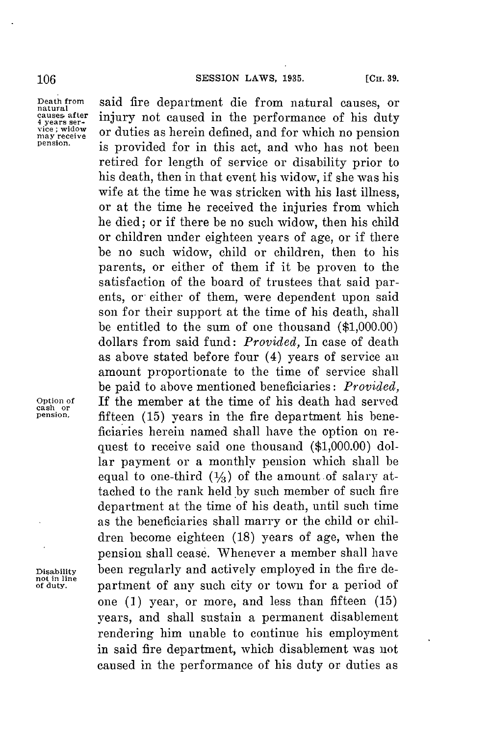said fire department die from natural causes, or injury not caused in the performance of his duty or duties as herein defined, and for which no pension is provided for in this act, and who has not been retired for length of service or disability prior to his death, then in that event his widow, if she was his wife at the time he was stricken with his last illness, or at the time he received the injuries from which he died; or if there be no such widow, then his child or children under eighteen years of age, or if there be no such widow, child or children, then to his parents, or either of them if it be proven to the satisfaction of the board of trustees that said parents, or either of them, were dependent upon said son for their support at the time of his death, shall be entitled to the sum of one thousand ($1,000.00) dollars from said fund: *Provided,* In case of death as above stated before four (4) years of service an amount proportionate to the time of service shall be paid to above mentioned beneficiaries: *Provided,* If the member at the time of his death had served fifteen (15) years in the fire department his beneficiaries herein named shall have the option on request to receive said one thousand ($1,000.00) dollar payment or a monthly pension which shall be equal to one-third (1/3) of the amount of salary attached to the rank held by such member of such fire department at the time of his death, until such time as the beneficiaries shall marry or the child or children become eighteen (18) years of age, when the pension shall cease. Whenever a member shall have been regularly and actively employed in the fire department of any such city or town for a period of one (1) year, or more, and less than fifteen (15) years, and shall sustain a permanent disablement rendering him unable to continue his employment in said fire department, which disablement was not caused in the performance of his duty or duties as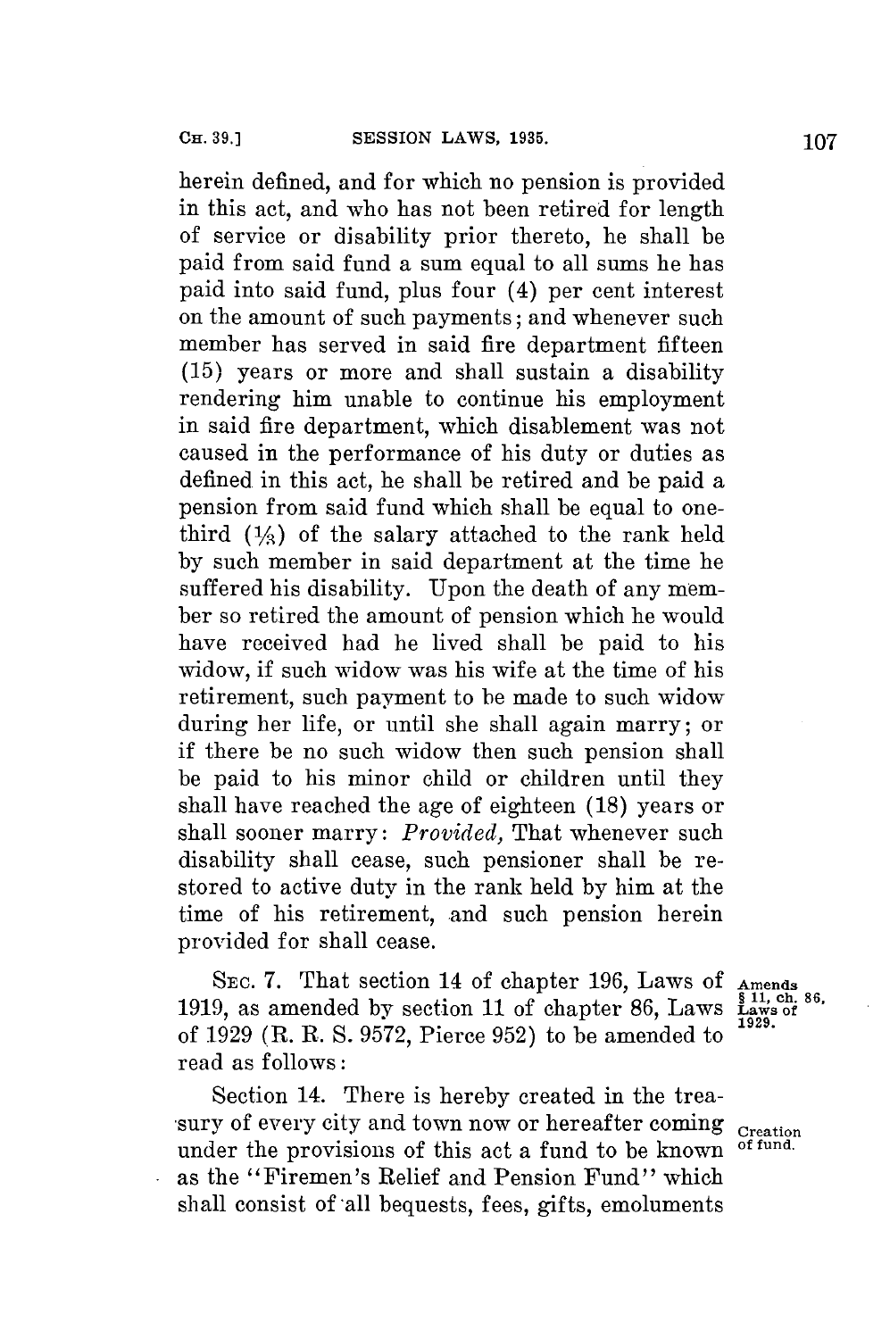herein defined, and for which no pension is provided in this act, and who has not been retired for length of service or disability prior thereto, he shall be paid from said fund a sum equal to all sums he has paid into said fund, plus four (4) per cent interest on the amount of such payments; and whenever such member has served in said fire department fifteen (15) years or more and shall sustain a disability rendering him unable to continue his employment in said fire department, which disablement was not caused in the performance of his duty or duties as defined in this act, he shall be retired and be paid a pension from said fund which shall be equal to one-third (1/3) of the salary attached to the rank held by such member in said department at the time he suffered his disability. Upon the death of any member so retired the amount of pension which he would have received had he lived shall be paid to his widow, if such widow was his wife at the time of his retirement, such payment to be made to such widow during her life, or until she shall again marry; or if there be no such widow then such pension shall be paid to his minor child or children until they shall have reached the age of eighteen (18) years or shall sooner marry: *Provided,* That whenever such disability shall cease, such pensioner shall be restored to active duty in the rank held by him at the time of his retirement, and such pension herein provided for shall cease.

SEC. 7. That section 14 of chapter 196, Laws of 1919, as amended by section 11 of chapter 86, Laws of 1929 (R. R. S. 9572, Pierce 952) to be amended to read as follows:

Amends § 11, ch. 86, Laws of 1929.

Section 14. There is hereby created in the treasury of every city and town now or hereafter coming under the provisions of this act a fund to be known as the "Firemen's Relief and Pension Fund" which shall consist of all bequests, fees, gifts, emoluments

Creation of fund.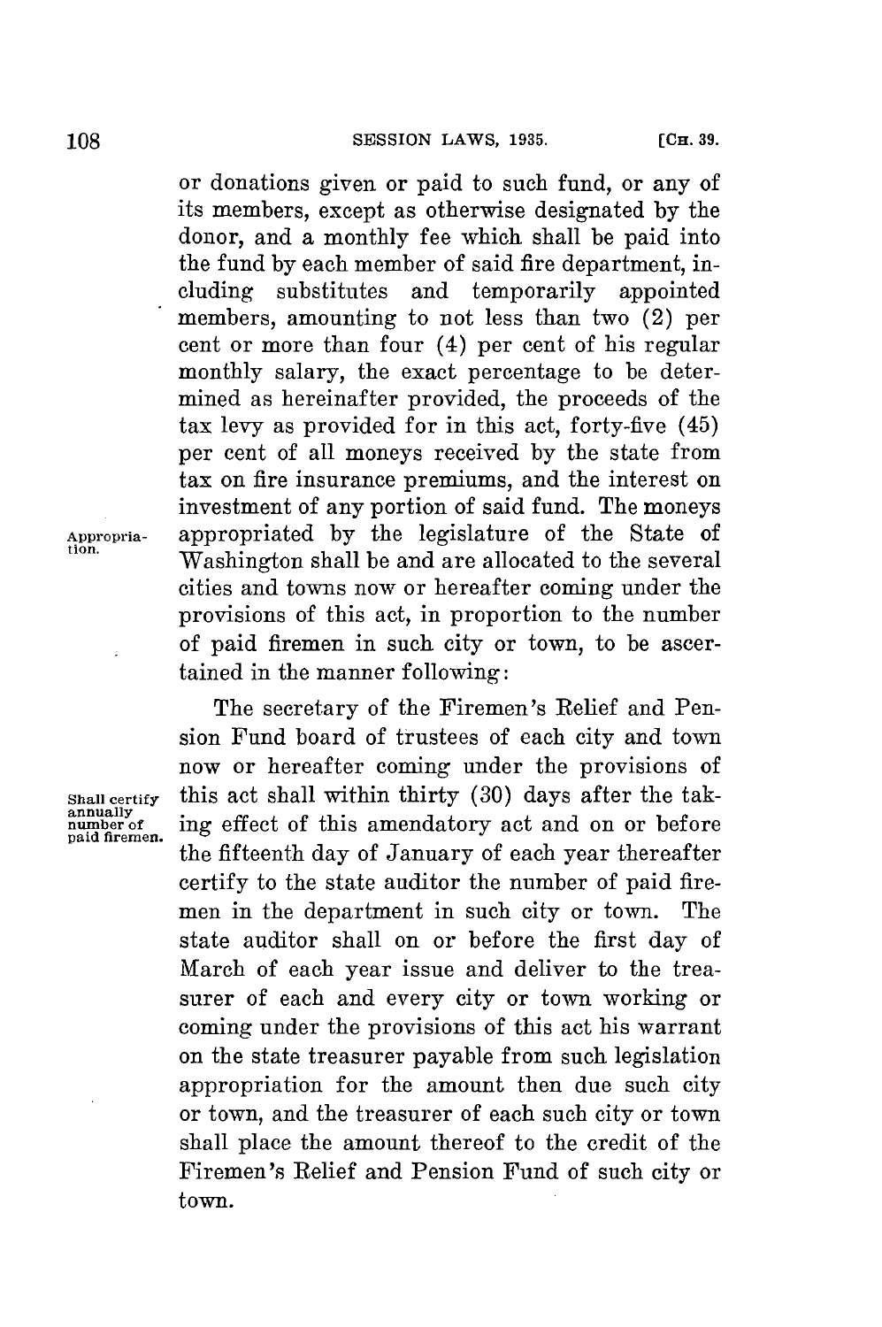or donations given or paid to such fund, or any of its members, except as otherwise designated by the donor, and a monthly fee which shall be paid into the fund by each member of said fire department, including substitutes and temporarily appointed members, amounting to not less than two (2) per cent or more than four (4) per cent of his regular monthly salary, the exact percentage to be determined as hereinafter provided, the proceeds of the tax levy as provided for in this act, forty-five (45) per cent of all moneys received by the state from tax on fire insurance premiums, and the interest on investment of any portion of said fund. The moneys appropriated by the legislature of the State of Washington shall be and are allocated to the several cities and towns now or hereafter coming under the provisions of this act, in proportion to the number of paid firemen in such city or town, to be ascertained in the manner following:

Appropriation.

The secretary of the Firemen's Relief and Pension Fund board of trustees of each city and town now or hereafter coming under the provisions of this act shall within thirty (30) days after the taking effect of this amendatory act and on or before the fifteenth day of January of each year thereafter certify to the state auditor the number of paid firemen in the department in such city or town. The state auditor shall on or before the first day of March of each year issue and deliver to the treasurer of each and every city or town working or coming under the provisions of this act his warrant on the state treasurer payable from such legislation appropriation for the amount then due such city or town, and the treasurer of each such city or town shall place the amount thereof to the credit of the Firemen's Relief and Pension Fund of such city or town.

Shall certify annually number of paid firemen.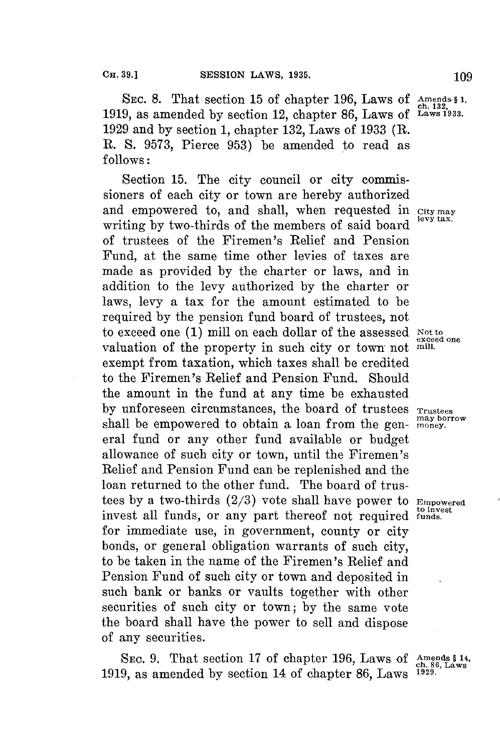SEC. 8. That section 15 of chapter 196, Laws of 1919, as amended by section 12, chapter 86, Laws of 1929 and by section 1, chapter 132, Laws of 1933 (R. R. S. 9573, Pierce 953) be amended to read as follows:

Amends § 1, ch. 132, Laws 1933.

Section 15. The city council or city commissioners of each city or town are hereby authorized and empowered to, and shall, when requested in writing by two-thirds of the members of said board of trustees of the Firemen's Relief and Pension Fund, at the same time other levies of taxes are made as provided by the charter or laws, and in addition to the levy authorized by the charter or laws, levy a tax for the amount estimated to be required by the pension fund board of trustees, not to exceed one (1) mill on each dollar of the assessed valuation of the property in such city or town not exempt from taxation, which taxes shall be credited to the Firemen's Relief and Pension Fund. Should the amount in the fund at any time be exhausted by unforeseen circumstances, the board of trustees shall be empowered to obtain a loan from the general fund or any other fund available or budget allowance of such city or town, until the Firemen's Relief and Pension Fund can be replenished and the loan returned to the other fund. The board of trustees by a two-thirds (2/3) vote shall have power to invest all funds, or any part thereof not required for immediate use, in government, county or city bonds, or general obligation warrants of such city, to be taken in the name of the Firemen's Relief and Pension Fund of such city or town and deposited in such bank or banks or vaults together with other securities of such city or town; by the same vote the board shall have the power to sell and dispose of any securities.

City may levy tax.

Not to exceed one mill.

Trustees may borrow money.

Empowered to invest funds.

SEC. 9. That section 17 of chapter 196, Laws of 1919, as amended by section 14 of chapter 86, Laws

Amends § 14, ch. 86, Laws 1929.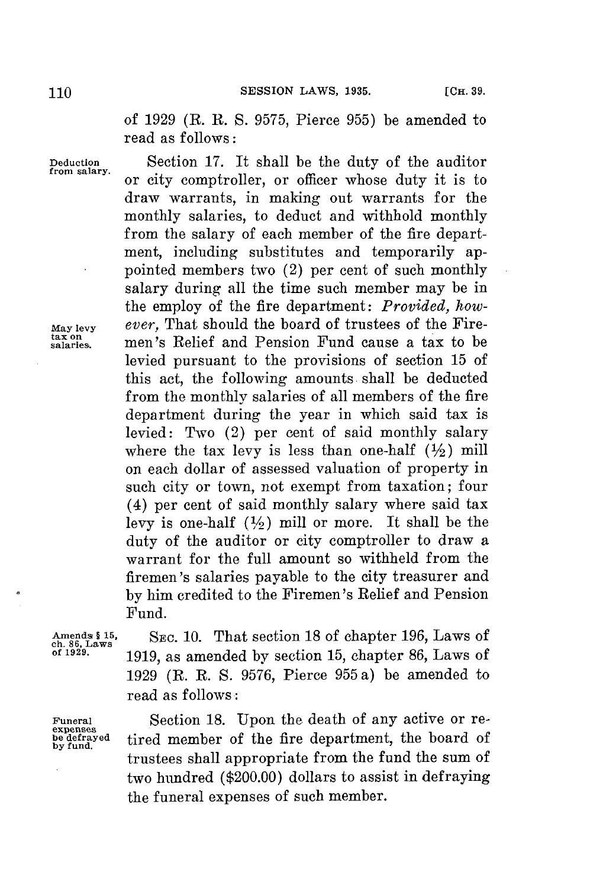of 1929 (R. R. S. 9575, Pierce 955) be amended to read as follows:

Deduction from salary.

Section 17. It shall be the duty of the auditor or city comptroller, or officer whose duty it is to draw warrants, in making out warrants for the monthly salaries, to deduct and withhold monthly from the salary of each member of the fire department, including substitutes and temporarily appointed members two (2) per cent of such monthly salary during all the time such member may be in the employ of the fire department: *Provided, however,* That should the board of trustees of the Firemen's Relief and Pension Fund cause a tax to be levied pursuant to the provisions of section 15 of this act, the following amounts shall be deducted from the monthly salaries of all members of the fire department during the year in which said tax is levied: Two (2) per cent of said monthly salary where the tax levy is less than one-half (½) mill on each dollar of assessed valuation of property in such city or town, not exempt from taxation; four (4) per cent of said monthly salary where said tax levy is one-half (½) mill or more. It shall be the duty of the auditor or city comptroller to draw a warrant for the full amount so withheld from the firemen's salaries payable to the city treasurer and by him credited to the Firemen's Relief and Pension Fund.

May levy tax on salaries.

Amends § 15, ch. 86, Laws of 1929.

SEC. 10. That section 18 of chapter 196, Laws of 1919, as amended by section 15, chapter 86, Laws of 1929 (R. R. S. 9576, Pierce 955a) be amended to read as follows:

Funeral expenses be defrayed by fund.

Section 18. Upon the death of any active or retired member of the fire department, the board of trustees shall appropriate from the fund the sum of two hundred ($200.00) dollars to assist in defraying the funeral expenses of such member.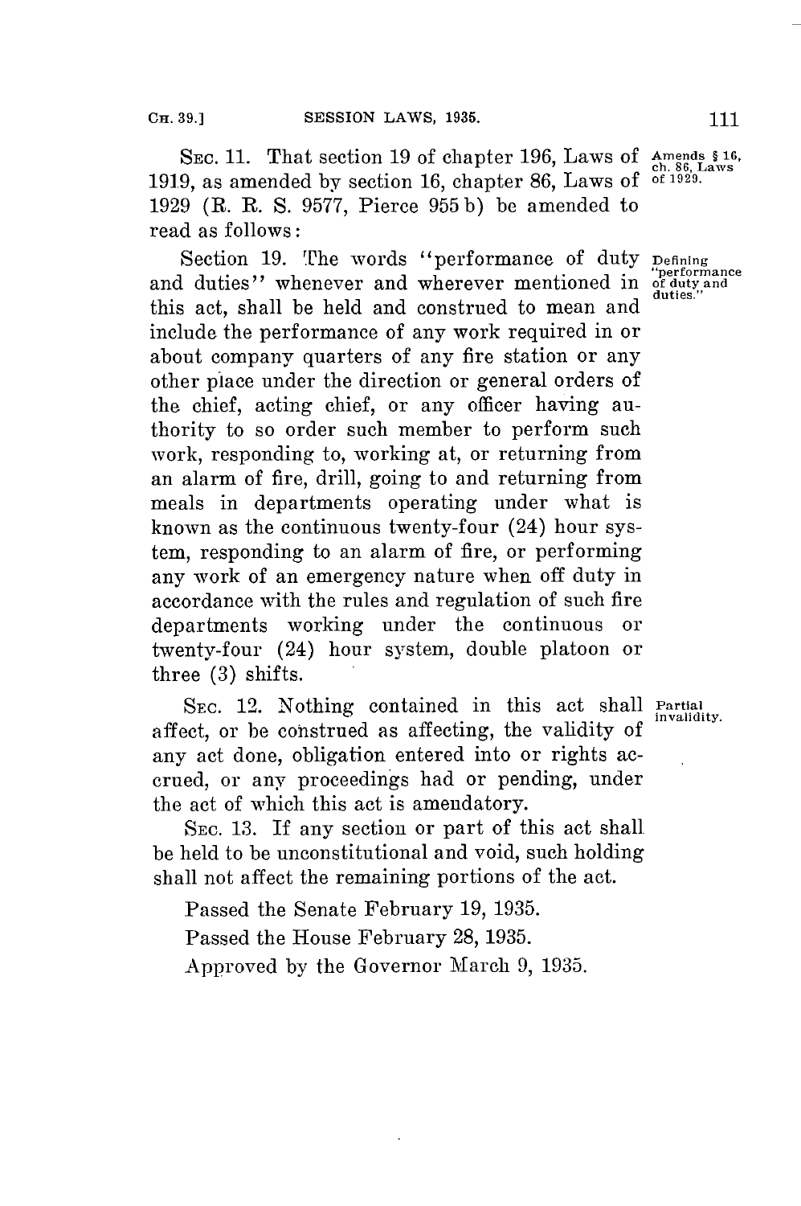SEC. 11. That section 19 of chapter 196, Laws of 1919, as amended by section 16, chapter 86, Laws of 1929 (R. R. S. 9577, Pierce 955 b) be amended to read as follows:

Amends § 16, ch. 86, Laws of 1929.

Section 19. The words "performance of duty and duties" whenever and wherever mentioned in this act, shall be held and construed to mean and include the performance of any work required in or about company quarters of any fire station or any other place under the direction or general orders of the chief, acting chief, or any officer having authority to so order such member to perform such work, responding to, working at, or returning from an alarm of fire, drill, going to and returning from meals in departments operating under what is known as the continuous twenty-four (24) hour system, responding to an alarm of fire, or performing any work of an emergency nature when off duty in accordance with the rules and regulation of such fire departments working under the continuous or twenty-four (24) hour system, double platoon or three (3) shifts.

Defining "performance of duty and duties."

SEC. 12. Nothing contained in this act shall affect, or be construed as affecting, the validity of any act done, obligation entered into or rights accrued, or any proceedings had or pending, under the act of which this act is amendatory.

Partial invalidity.

SEC. 13. If any section or part of this act shall be held to be unconstitutional and void, such holding shall not affect the remaining portions of the act.

Passed the Senate February 19, 1935.

Passed the House February 28, 1935.

Approved by the Governor March 9, 1935.